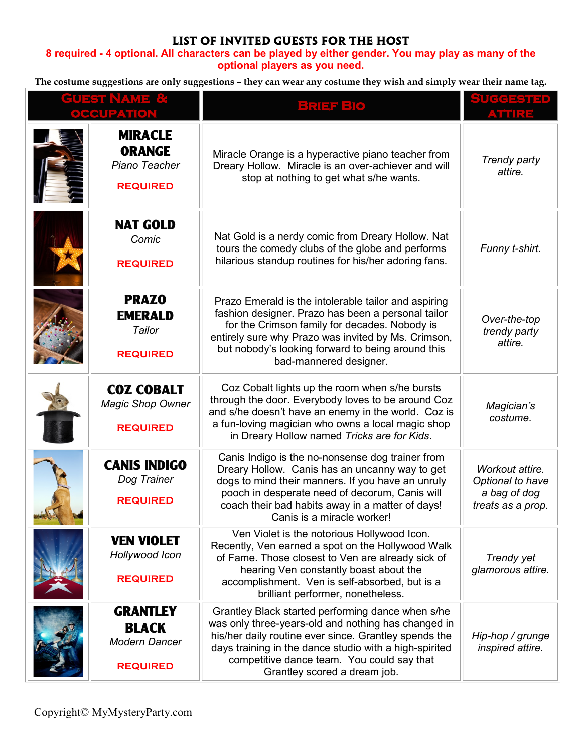# LIST OF INVITED GUESTS FOR THE HOST

**8 required - 4 optional. All characters can be played by either gender. You may play as many of the optional players as you need.**

The costume suggestions are only suggestions – they can wear any costume they wish and simply wear their name tag.

| Guest Name & Occupation | Brief Bio | Suggested Attire |
|---|---|---|
| **MIRACLE ORANGE** *Piano Teacher* **REQUIRED** | Miracle Orange is a hyperactive piano teacher from Dreary Hollow. Miracle is an over-achiever and will stop at nothing to get what s/he wants. | *Trendy party attire.* |
| **NAT GOLD** *Comic* **REQUIRED** | Nat Gold is a nerdy comic from Dreary Hollow. Nat tours the comedy clubs of the globe and performs hilarious standup routines for his/her adoring fans. | *Funny t-shirt.* |
| **PRAZO EMERALD** *Tailor* **REQUIRED** | Prazo Emerald is the intolerable tailor and aspiring fashion designer. Prazo has been a personal tailor for the Crimson family for decades. Nobody is entirely sure why Prazo was invited by Ms. Crimson, but nobody's looking forward to being around this bad-mannered designer. | *Over-the-top trendy party attire.* |
| **COZ COBALT** *Magic Shop Owner* **REQUIRED** | Coz Cobalt lights up the room when s/he bursts through the door. Everybody loves to be around Coz and s/he doesn't have an enemy in the world. Coz is a fun-loving magician who owns a local magic shop in Dreary Hollow named *Tricks are for Kids*. | *Magician's costume.* |
| **CANIS INDIGO** *Dog Trainer* **REQUIRED** | Canis Indigo is the no-nonsense dog trainer from Dreary Hollow. Canis has an uncanny way to get dogs to mind their manners. If you have an unruly pooch in desperate need of decorum, Canis will coach their bad habits away in a matter of days! Canis is a miracle worker! | *Workout attire. Optional to have a bag of dog treats as a prop.* |
| **VEN VIOLET** *Hollywood Icon* **REQUIRED** | Ven Violet is the notorious Hollywood Icon. Recently, Ven earned a spot on the Hollywood Walk of Fame. Those closest to Ven are already sick of hearing Ven constantly boast about the accomplishment. Ven is self-absorbed, but is a brilliant performer, nonetheless. | *Trendy yet glamorous attire.* |
| **GRANTLEY BLACK** *Modern Dancer* **REQUIRED** | Grantley Black started performing dance when s/he was only three-years-old and nothing has changed in his/her daily routine ever since. Grantley spends the days training in the dance studio with a high-spirited competitive dance team. You could say that Grantley scored a dream job. | *Hip-hop / grunge inspired attire.* |

Copyright© MyMysteryParty.com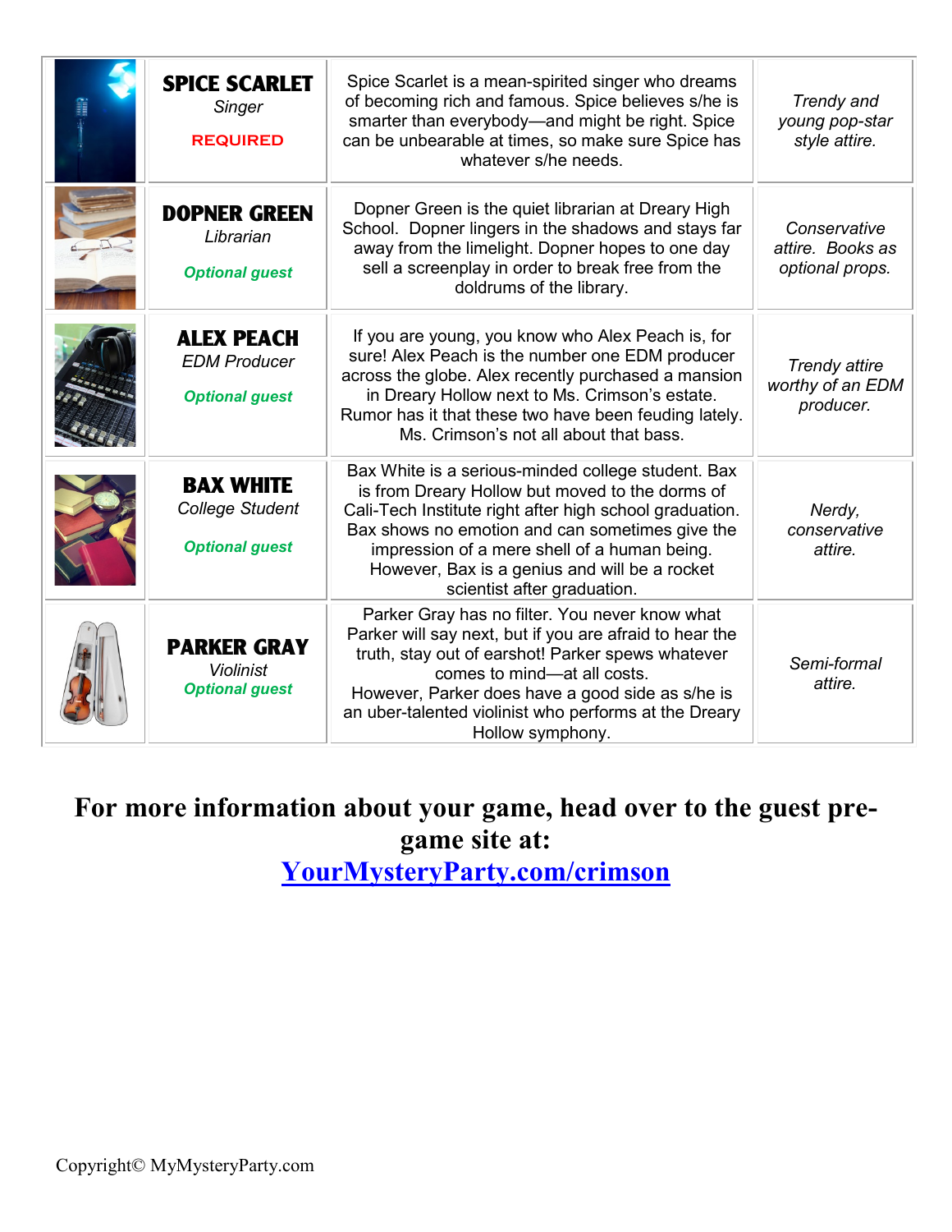| | | | |
|---|---|---|---|
| | **SPICE SCARLET**<br>*Singer*<br>**REQUIRED** | Spice Scarlet is a mean-spirited singer who dreams of becoming rich and famous. Spice believes s/he is smarter than everybody—and might be right. Spice can be unbearable at times, so make sure Spice has whatever s/he needs. | *Trendy and young pop-star style attire.* |
| | **DOPNER GREEN**<br>*Librarian*<br>***Optional guest*** | Dopner Green is the quiet librarian at Dreary High School. Dopner lingers in the shadows and stays far away from the limelight. Dopner hopes to one day sell a screenplay in order to break free from the doldrums of the library. | *Conservative attire. Books as optional props.* |
| | **ALEX PEACH**<br>*EDM Producer*<br>***Optional guest*** | If you are young, you know who Alex Peach is, for sure! Alex Peach is the number one EDM producer across the globe. Alex recently purchased a mansion in Dreary Hollow next to Ms. Crimson's estate. Rumor has it that these two have been feuding lately. Ms. Crimson's not all about that bass. | *Trendy attire worthy of an EDM producer.* |
| | **BAX WHITE**<br>*College Student*<br>***Optional guest*** | Bax White is a serious-minded college student. Bax is from Dreary Hollow but moved to the dorms of Cali-Tech Institute right after high school graduation. Bax shows no emotion and can sometimes give the impression of a mere shell of a human being. However, Bax is a genius and will be a rocket scientist after graduation. | *Nerdy, conservative attire.* |
| | **PARKER GRAY**<br>*Violinist*<br>***Optional guest*** | Parker Gray has no filter. You never know what Parker will say next, but if you are afraid to hear the truth, stay out of earshot! Parker spews whatever comes to mind—at all costs.<br>However, Parker does have a good side as s/he is an uber-talented violinist who performs at the Dreary Hollow symphony. | *Semi-formal attire.* |

**For more information about your game, head over to the guest pre-game site at:**
**[YourMysteryParty.com/crimson](YourMysteryParty.com/crimson)**

Copyright© MyMysteryParty.com